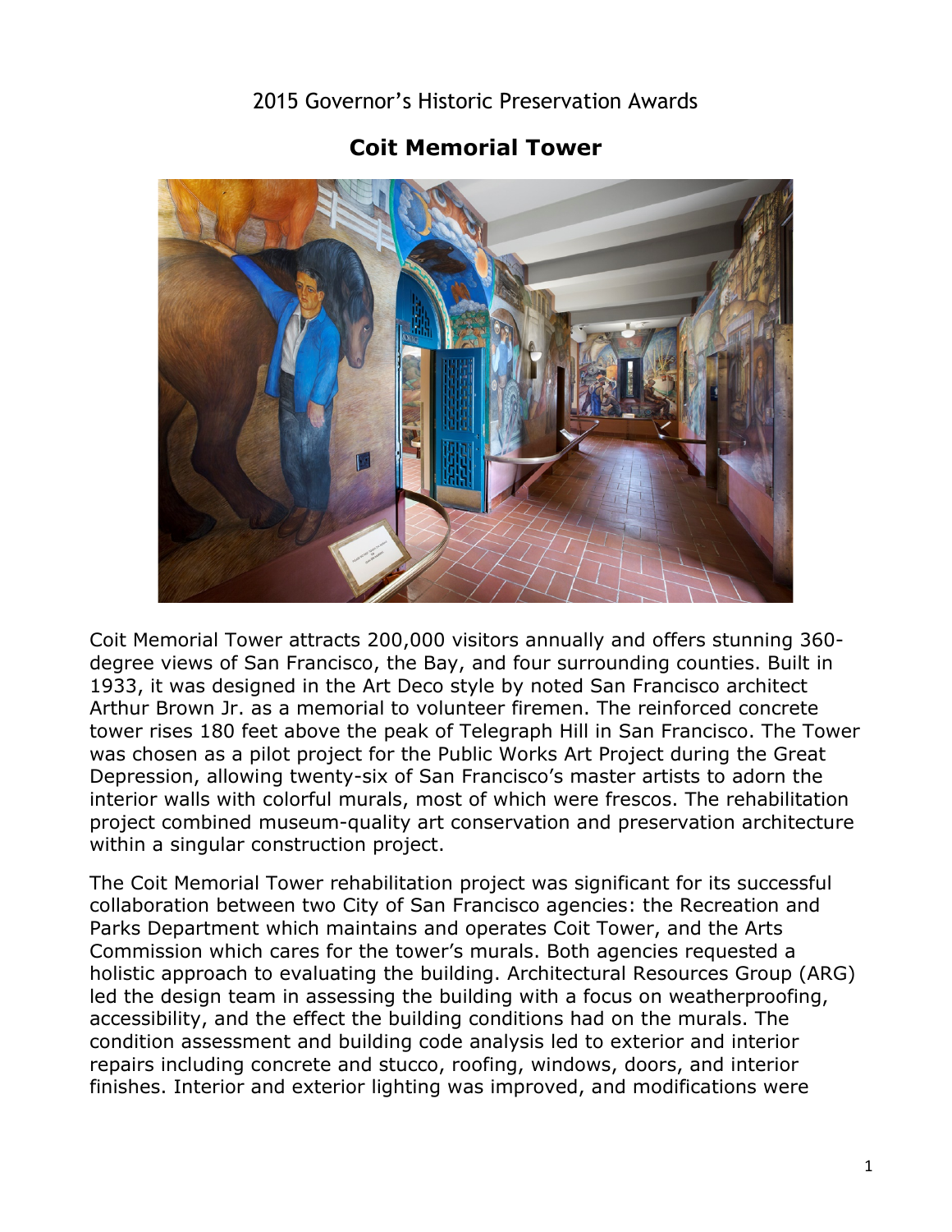2015 Governor's Historic Preservation Awards

# Coit Memorial Tower

Coit Memorial Tower attracts 200,000 visitors annually and offers stunning 360-degree views of San Francisco, the Bay, and four surrounding counties. Built in 1933, it was designed in the Art Deco style by noted San Francisco architect Arthur Brown Jr. as a memorial to volunteer firemen. The reinforced concrete tower rises 180 feet above the peak of Telegraph Hill in San Francisco. The Tower was chosen as a pilot project for the Public Works Art Project during the Great Depression, allowing twenty-six of San Francisco's master artists to adorn the interior walls with colorful murals, most of which were frescos. The rehabilitation project combined museum-quality art conservation and preservation architecture within a singular construction project.

The Coit Memorial Tower rehabilitation project was significant for its successful collaboration between two City of San Francisco agencies: the Recreation and Parks Department which maintains and operates Coit Tower, and the Arts Commission which cares for the tower's murals. Both agencies requested a holistic approach to evaluating the building. Architectural Resources Group (ARG) led the design team in assessing the building with a focus on weatherproofing, accessibility, and the effect the building conditions had on the murals. The condition assessment and building code analysis led to exterior and interior repairs including concrete and stucco, roofing, windows, doors, and interior finishes. Interior and exterior lighting was improved, and modifications were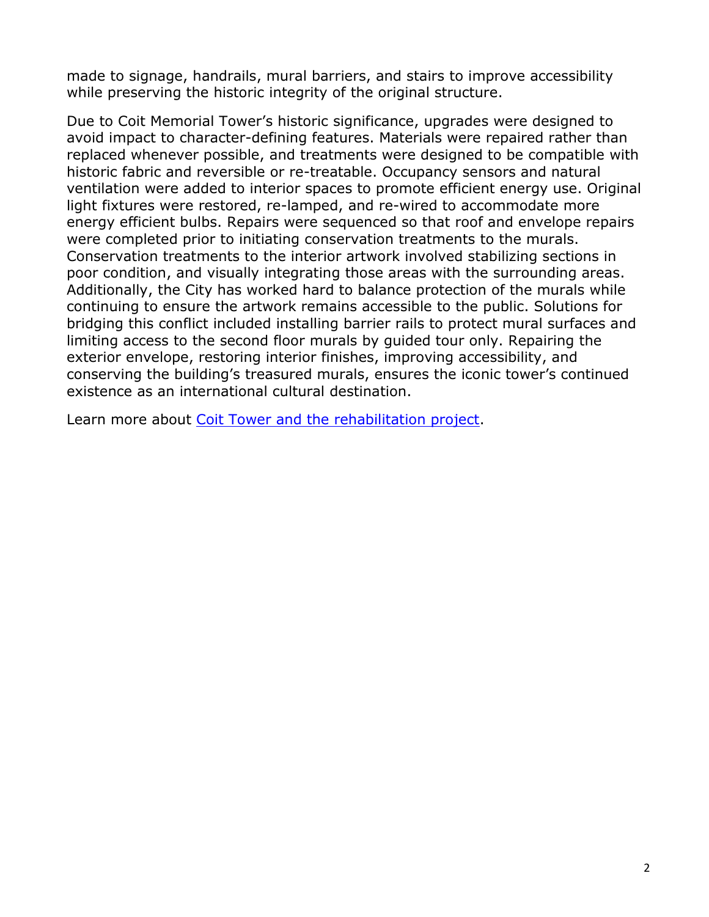made to signage, handrails, mural barriers, and stairs to improve accessibility while preserving the historic integrity of the original structure.

Due to Coit Memorial Tower's historic significance, upgrades were designed to avoid impact to character-defining features. Materials were repaired rather than replaced whenever possible, and treatments were designed to be compatible with historic fabric and reversible or re-treatable. Occupancy sensors and natural ventilation were added to interior spaces to promote efficient energy use. Original light fixtures were restored, re-lamped, and re-wired to accommodate more energy efficient bulbs. Repairs were sequenced so that roof and envelope repairs were completed prior to initiating conservation treatments to the murals. Conservation treatments to the interior artwork involved stabilizing sections in poor condition, and visually integrating those areas with the surrounding areas. Additionally, the City has worked hard to balance protection of the murals while continuing to ensure the artwork remains accessible to the public. Solutions for bridging this conflict included installing barrier rails to protect mural surfaces and limiting access to the second floor murals by guided tour only. Repairing the exterior envelope, restoring interior finishes, improving accessibility, and conserving the building's treasured murals, ensures the iconic tower's continued existence as an international cultural destination.

Learn more about [Coit Tower and the rehabilitation project](#).